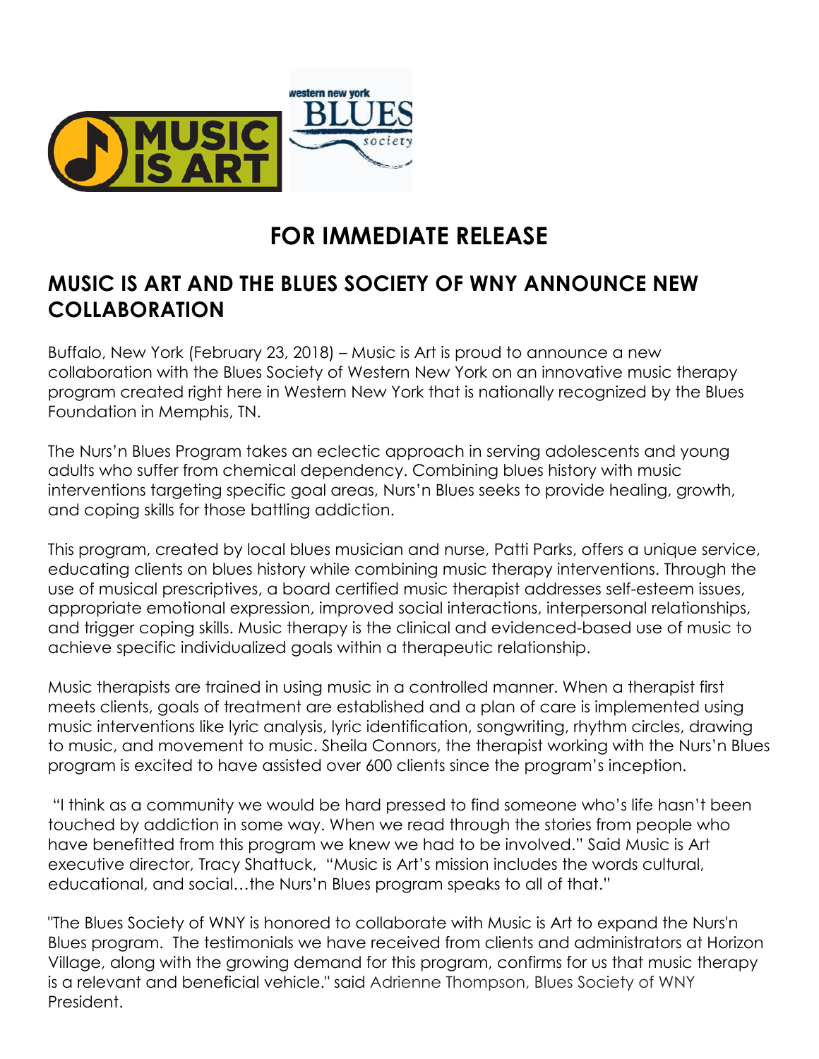# FOR IMMEDIATE RELEASE

## MUSIC IS ART AND THE BLUES SOCIETY OF WNY ANNOUNCE NEW COLLABORATION

Buffalo, New York (February 23, 2018) – Music is Art is proud to announce a new collaboration with the Blues Society of Western New York on an innovative music therapy program created right here in Western New York that is nationally recognized by the Blues Foundation in Memphis, TN.

The Nurs'n Blues Program takes an eclectic approach in serving adolescents and young adults who suffer from chemical dependency. Combining blues history with music interventions targeting specific goal areas, Nurs'n Blues seeks to provide healing, growth, and coping skills for those battling addiction.

This program, created by local blues musician and nurse, Patti Parks, offers a unique service, educating clients on blues history while combining music therapy interventions. Through the use of musical prescriptives, a board certified music therapist addresses self-esteem issues, appropriate emotional expression, improved social interactions, interpersonal relationships, and trigger coping skills. Music therapy is the clinical and evidenced-based use of music to achieve specific individualized goals within a therapeutic relationship.

Music therapists are trained in using music in a controlled manner. When a therapist first meets clients, goals of treatment are established and a plan of care is implemented using music interventions like lyric analysis, lyric identification, songwriting, rhythm circles, drawing to music, and movement to music. Sheila Connors, the therapist working with the Nurs'n Blues program is excited to have assisted over 600 clients since the program's inception.

"I think as a community we would be hard pressed to find someone who's life hasn't been touched by addiction in some way. When we read through the stories from people who have benefitted from this program we knew we had to be involved." Said Music is Art executive director, Tracy Shattuck, "Music is Art's mission includes the words cultural, educational, and social…the Nurs'n Blues program speaks to all of that."

"The Blues Society of WNY is honored to collaborate with Music is Art to expand the Nurs'n Blues program. The testimonials we have received from clients and administrators at Horizon Village, along with the growing demand for this program, confirms for us that music therapy is a relevant and beneficial vehicle." said Adrienne Thompson, Blues Society of WNY President.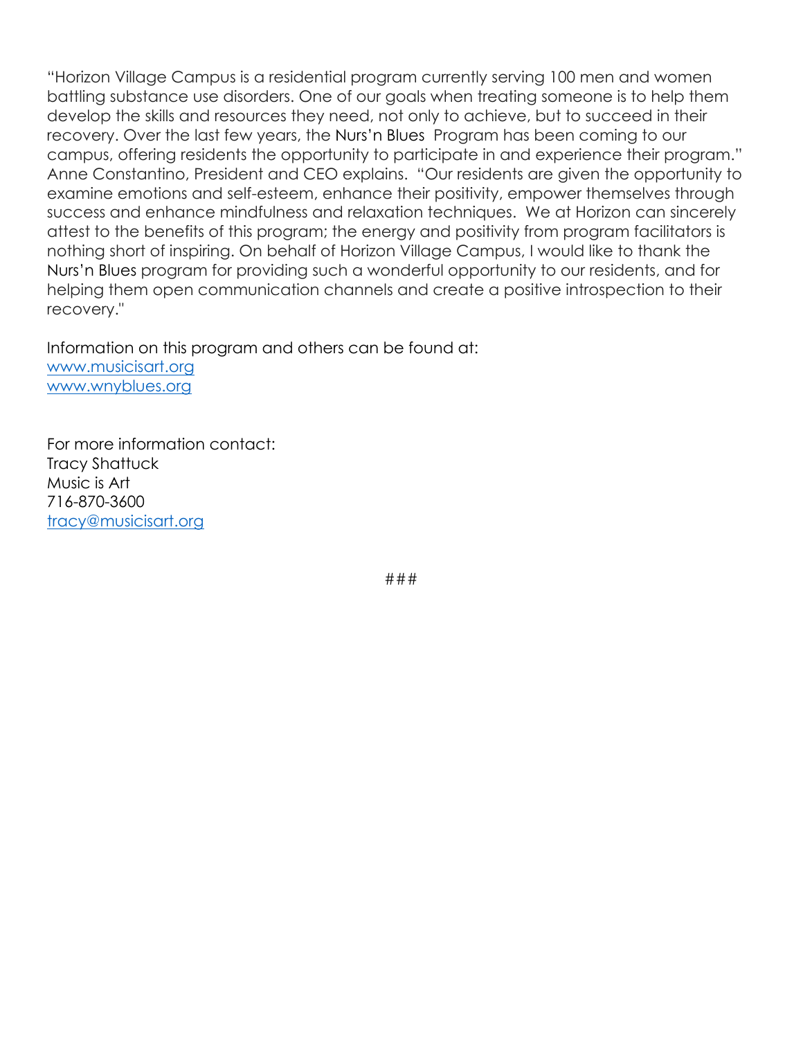"Horizon Village Campus is a residential program currently serving 100 men and women battling substance use disorders. One of our goals when treating someone is to help them develop the skills and resources they need, not only to achieve, but to succeed in their recovery. Over the last few years, the Nurs'n Blues Program has been coming to our campus, offering residents the opportunity to participate in and experience their program." Anne Constantino, President and CEO explains. "Our residents are given the opportunity to examine emotions and self-esteem, enhance their positivity, empower themselves through success and enhance mindfulness and relaxation techniques. We at Horizon can sincerely attest to the benefits of this program; the energy and positivity from program facilitators is nothing short of inspiring. On behalf of Horizon Village Campus, I would like to thank the Nurs'n Blues program for providing such a wonderful opportunity to our residents, and for helping them open communication channels and create a positive introspection to their recovery."

Information on this program and others can be found at:
www.musicisart.org
www.wnyblues.org

For more information contact:
Tracy Shattuck
Music is Art
716-870-3600
tracy@musicisart.org

###